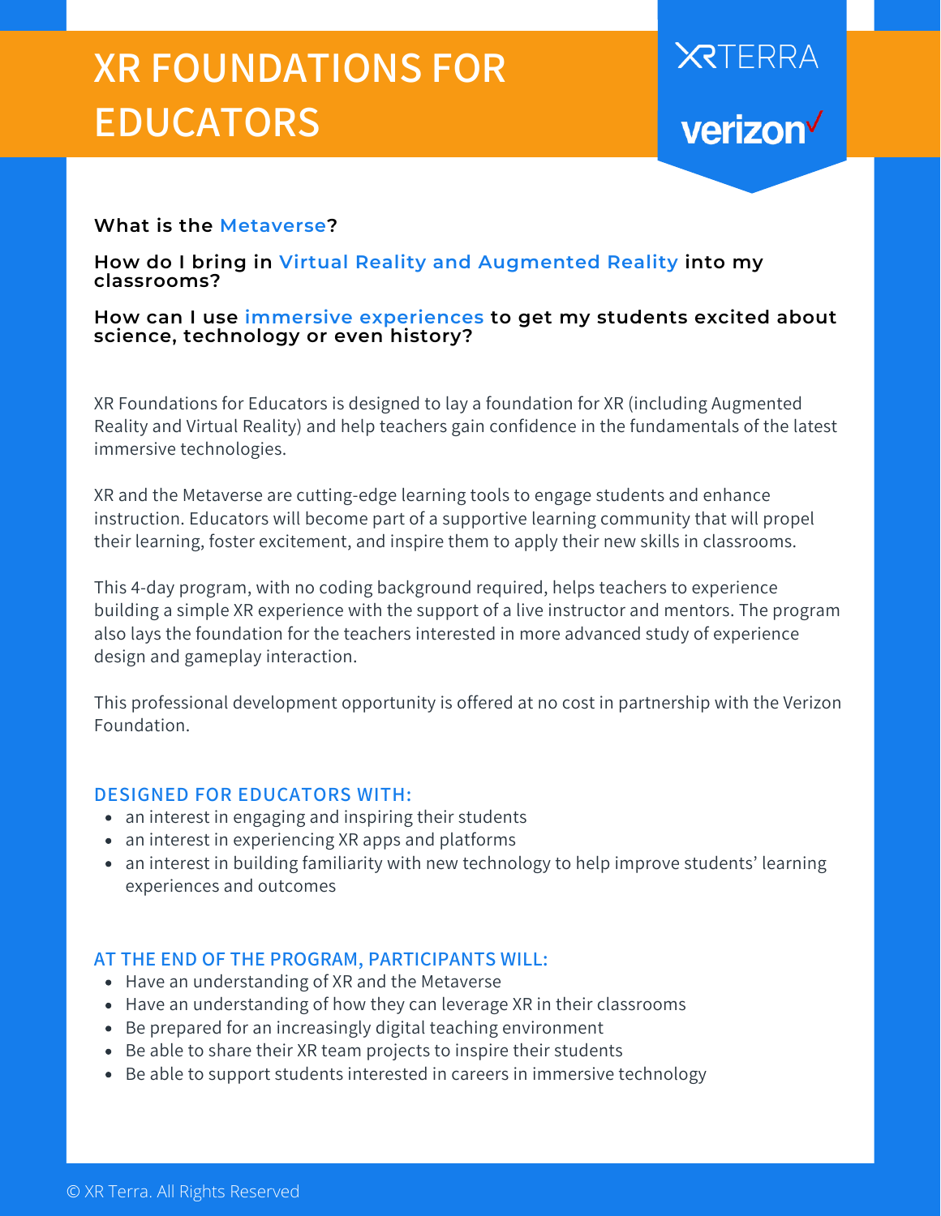# XR FOUNDATIONS FOR EDUCATORS

XRTERRA

verizon

**What is the Metaverse?**

**How do I bring in Virtual Reality and Augmented Reality into my classrooms?**

**How can I use immersive experiences to get my students excited about science, technology or even history?**

XR Foundations for Educators is designed to lay a foundation for XR (including Augmented Reality and Virtual Reality) and help teachers gain confidence in the fundamentals of the latest immersive technologies.

XR and the Metaverse are cutting-edge learning tools to engage students and enhance instruction. Educators will become part of a supportive learning community that will propel their learning, foster excitement, and inspire them to apply their new skills in classrooms.

This 4-day program, with no coding background required, helps teachers to experience building a simple XR experience with the support of a live instructor and mentors. The program also lays the foundation for the teachers interested in more advanced study of experience design and gameplay interaction.

This professional development opportunity is offered at no cost in partnership with the Verizon Foundation.

## DESIGNED FOR EDUCATORS WITH:

- an interest in engaging and inspiring their students
- an interest in experiencing XR apps and platforms
- an interest in building familiarity with new technology to help improve students' learning experiences and outcomes

## AT THE END OF THE PROGRAM, PARTICIPANTS WILL:

- Have an understanding of XR and the Metaverse
- Have an understanding of how they can leverage XR in their classrooms
- Be prepared for an increasingly digital teaching environment
- Be able to share their XR team projects to inspire their students
- Be able to support students interested in careers in immersive technology

© XR Terra. All Rights Reserved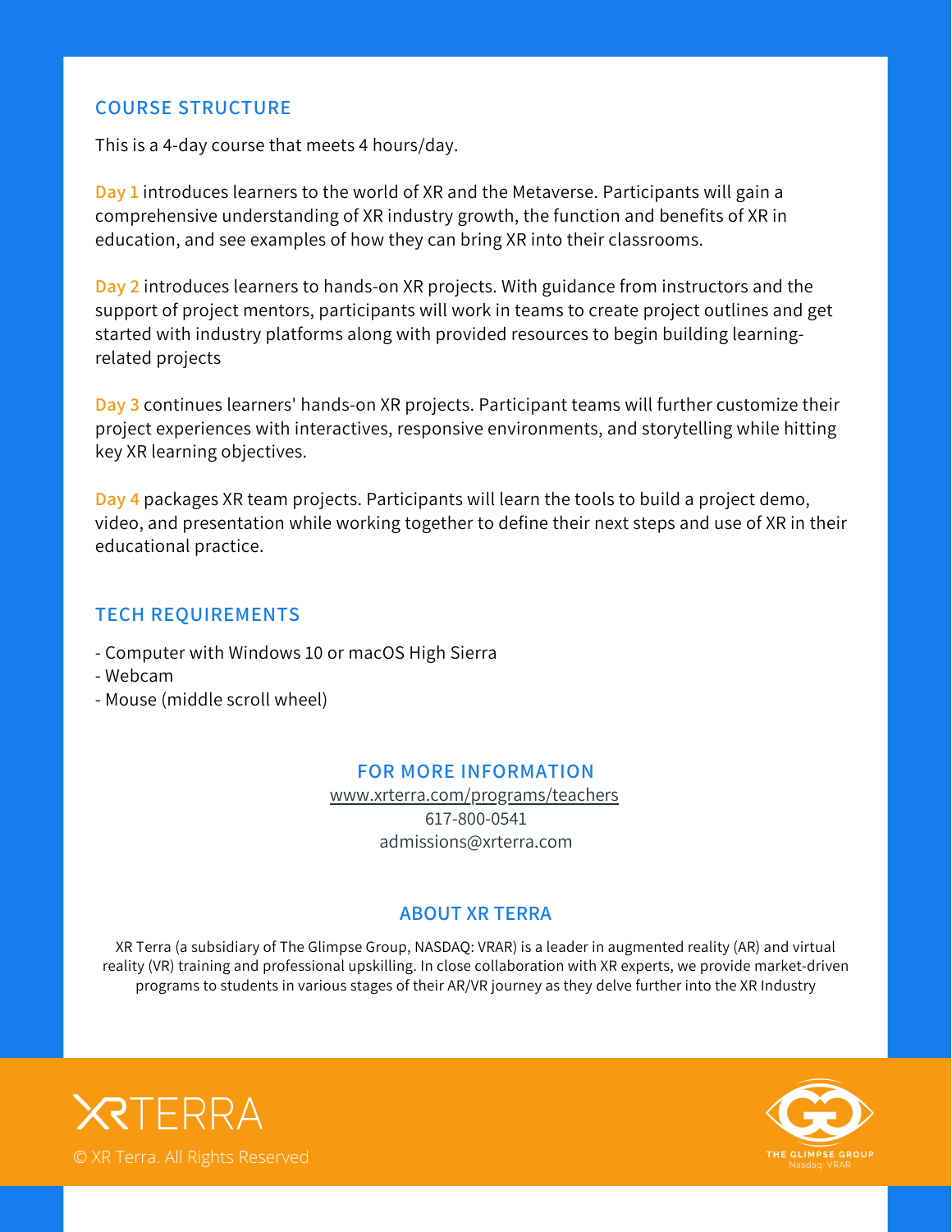## COURSE STRUCTURE

This is a 4-day course that meets 4 hours/day.

**Day 1** introduces learners to the world of XR and the Metaverse. Participants will gain a comprehensive understanding of XR industry growth, the function and benefits of XR in education, and see examples of how they can bring XR into their classrooms.

**Day 2** introduces learners to hands-on XR projects. With guidance from instructors and the support of project mentors, participants will work in teams to create project outlines and get started with industry platforms along with provided resources to begin building learning-related projects

**Day 3** continues learners' hands-on XR projects. Participant teams will further customize their project experiences with interactives, responsive environments, and storytelling while hitting key XR learning objectives.

**Day 4** packages XR team projects. Participants will learn the tools to build a project demo, video, and presentation while working together to define their next steps and use of XR in their educational practice.

## TECH REQUIREMENTS

- Computer with Windows 10 or macOS High Sierra
- Webcam
- Mouse (middle scroll wheel)

## FOR MORE INFORMATION

www.xrterra.com/programs/teachers
617-800-0541
admissions@xrterra.com

## ABOUT XR TERRA

XR Terra (a subsidiary of The Glimpse Group, NASDAQ: VRAR) is a leader in augmented reality (AR) and virtual reality (VR) training and professional upskilling. In close collaboration with XR experts, we provide market-driven programs to students in various stages of their AR/VR journey as they delve further into the XR Industry

XRTERRA
© XR Terra. All Rights Reserved

THE GLIMPSE GROUP
Nasdaq: VRAR